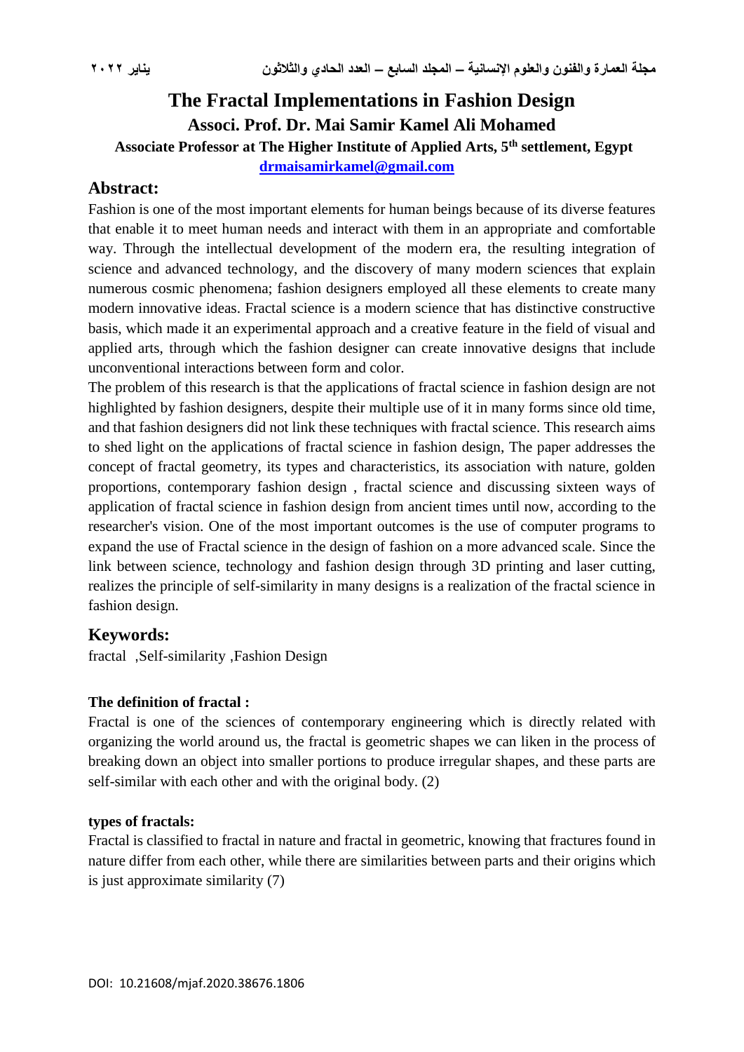# The Fractal Implementations in Fashion Design

## Associ. Prof. Dr. Mai Samir Kamel Ali Mohamed

**Associate Professor at The Higher Institute of Applied Arts, 5th settlement, Egypt**

**drmaisamirkamel@gmail.com**

## Abstract:

Fashion is one of the most important elements for human beings because of its diverse features that enable it to meet human needs and interact with them in an appropriate and comfortable way. Through the intellectual development of the modern era, the resulting integration of science and advanced technology, and the discovery of many modern sciences that explain numerous cosmic phenomena; fashion designers employed all these elements to create many modern innovative ideas. Fractal science is a modern science that has distinctive constructive basis, which made it an experimental approach and a creative feature in the field of visual and applied arts, through which the fashion designer can create innovative designs that include unconventional interactions between form and color.

The problem of this research is that the applications of fractal science in fashion design are not highlighted by fashion designers, despite their multiple use of it in many forms since old time, and that fashion designers did not link these techniques with fractal science. This research aims to shed light on the applications of fractal science in fashion design, The paper addresses the concept of fractal geometry, its types and characteristics, its association with nature, golden proportions, contemporary fashion design , fractal science and discussing sixteen ways of application of fractal science in fashion design from ancient times until now, according to the researcher's vision. One of the most important outcomes is the use of computer programs to expand the use of Fractal science in the design of fashion on a more advanced scale. Since the link between science, technology and fashion design through 3D printing and laser cutting, realizes the principle of self-similarity in many designs is a realization of the fractal science in fashion design.

## Keywords:

fractal ,Self-similarity ,Fashion Design

**The definition of fractal :**

Fractal is one of the sciences of contemporary engineering which is directly related with organizing the world around us, the fractal is geometric shapes we can liken in the process of breaking down an object into smaller portions to produce irregular shapes, and these parts are self-similar with each other and with the original body. (2)

**types of fractals:**

Fractal is classified to fractal in nature and fractal in geometric, knowing that fractures found in nature differ from each other, while there are similarities between parts and their origins which is just approximate similarity (7)

DOI: 10.21608/mjaf.2020.38676.1806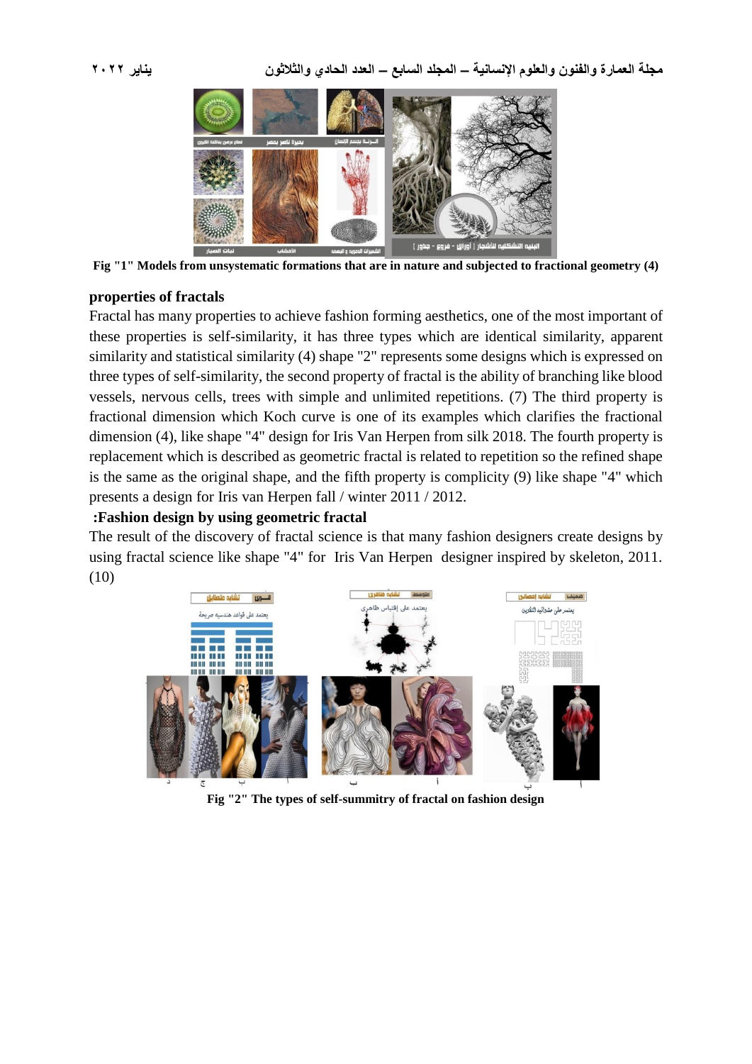Fig "1" Models from unsystematic formations that are in nature and subjected to fractional geometry (4)

**properties of fractals**

Fractal has many properties to achieve fashion forming aesthetics, one of the most important of these properties is self-similarity, it has three types which are identical similarity, apparent similarity and statistical similarity (4) shape "2" represents some designs which is expressed on three types of self-similarity, the second property of fractal is the ability of branching like blood vessels, nervous cells, trees with simple and unlimited repetitions. (7) The third property is fractional dimension which Koch curve is one of its examples which clarifies the fractional dimension (4), like shape "4" design for Iris Van Herpen from silk 2018. The fourth property is replacement which is described as geometric fractal is related to repetition so the refined shape is the same as the original shape, and the fifth property is complicity (9) like shape "4" which presents a design for Iris van Herpen fall / winter 2011 / 2012.

**:Fashion design by using geometric fractal**

The result of the discovery of fractal science is that many fashion designers create designs by using fractal science like shape "4" for Iris Van Herpen designer inspired by skeleton, 2011. (10)

Fig "2" The types of self-summitry of fractal on fashion design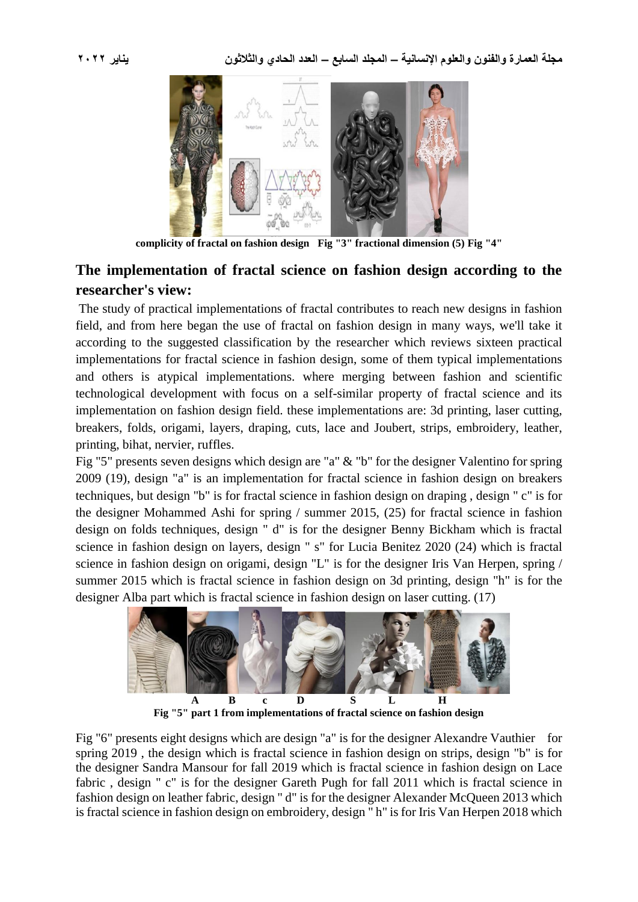complicity of fractal on fashion design   Fig "3" fractional dimension (5) Fig "4"

## The implementation of fractal science on fashion design according to the researcher's view:

The study of practical implementations of fractal contributes to reach new designs in fashion field, and from here began the use of fractal on fashion design in many ways, we'll take it according to the suggested classification by the researcher which reviews sixteen practical implementations for fractal science in fashion design, some of them typical implementations and others is atypical implementations. where merging between fashion and scientific technological development with focus on a self-similar property of fractal science and its implementation on fashion design field. these implementations are: 3d printing, laser cutting, breakers, folds, origami, layers, draping, cuts, lace and Joubert, strips, embroidery, leather, printing, bihat, nervier, ruffles.

Fig "5" presents seven designs which design are "a" & "b" for the designer Valentino for spring 2009 (19), design "a" is an implementation for fractal science in fashion design on breakers techniques, but design "b" is for fractal science in fashion design on draping , design " c" is for the designer Mohammed Ashi for spring / summer 2015, (25) for fractal science in fashion design on folds techniques, design " d" is for the designer Benny Bickham which is fractal science in fashion design on layers, design " s" for Lucia Benitez 2020 (24) which is fractal science in fashion design on origami, design "L" is for the designer Iris Van Herpen, spring / summer 2015 which is fractal science in fashion design on 3d printing, design "h" is for the designer Alba part which is fractal science in fashion design on laser cutting. (17)

A B c D S L H

Fig "5" part 1 from implementations of fractal science on fashion design

Fig "6" presents eight designs which are design "a" is for the designer Alexandre Vauthier for spring 2019 , the design which is fractal science in fashion design on strips, design "b" is for the designer Sandra Mansour for fall 2019 which is fractal science in fashion design on Lace fabric , design " c" is for the designer Gareth Pugh for fall 2011 which is fractal science in fashion design on leather fabric, design " d" is for the designer Alexander McQueen 2013 which is fractal science in fashion design on embroidery, design " h" is for Iris Van Herpen 2018 which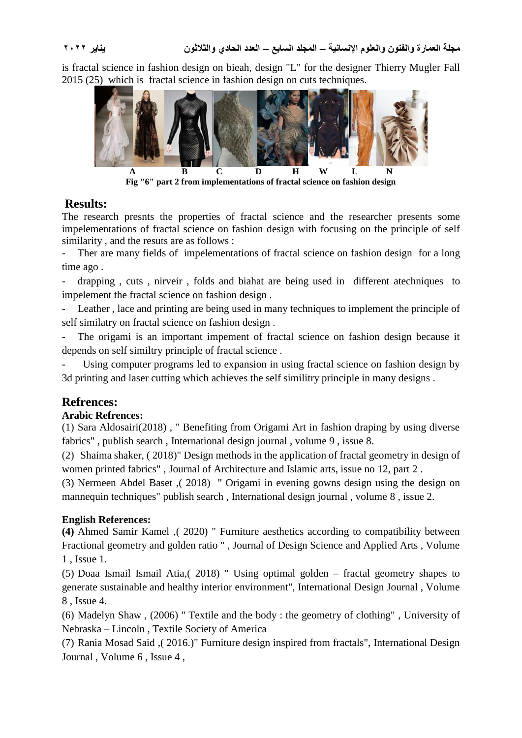is fractal science in fashion design on bieah, design "L" for the designer Thierry Mugler Fall 2015 (25) which is fractal science in fashion design on cuts techniques.

A B C D H W L N

**Fig "6" part 2 from implementations of fractal science on fashion design**

## Results:

The research presnts the properties of fractal science and the researcher presents some impelementations of fractal science on fashion design with focusing on the principle of self similarity , and the resuts are as follows :

- Ther are many fields of impelementations of fractal science on fashion design for a long time ago .
- drapping , cuts , nirveir , folds and biahat are being used in different atechniques to impelement the fractal science on fashion design .
- Leather , lace and printing are being used in many techniques to implement the principle of self similatry on fractal science on fashion design .
- The origami is an important impement of fractal science on fashion design because it depends on self similtry principle of fractal science .
- Using computer programs led to expansion in using fractal science on fashion design by 3d printing and laser cutting which achieves the self similitry principle in many designs .

## Refrences:

**Arabic Refrences:**

(1) Sara Aldosairi(2018) , " Benefiting from Origami Art in fashion draping by using diverse fabrics" , publish search , International design journal , volume 9 , issue 8.

(2) Shaima shaker, ( 2018)" Design methods in the application of fractal geometry in design of women printed fabrics" , Journal of Architecture and Islamic arts, issue no 12, part 2 .

(3) Nermeen Abdel Baset ,( 2018) " Origami in evening gowns design using the design on mannequin techniques" publish search , International design journal , volume 8 , issue 2.

**English References:**

**(4)** Ahmed Samir Kamel ,( 2020) " Furniture aesthetics according to compatibility between Fractional geometry and golden ratio " , Journal of Design Science and Applied Arts , Volume 1 , Issue 1.

(5) Doaa Ismail Ismail Atia,( 2018) " Using optimal golden – fractal geometry shapes to generate sustainable and healthy interior environment", International Design Journal , Volume 8 , Issue 4.

(6) Madelyn Shaw , (2006) " Textile and the body : the geometry of clothing" , University of Nebraska – Lincoln , Textile Society of America

(7) Rania Mosad Said ,( 2016.)" Furniture design inspired from fractals", International Design Journal , Volume 6 , Issue 4 ,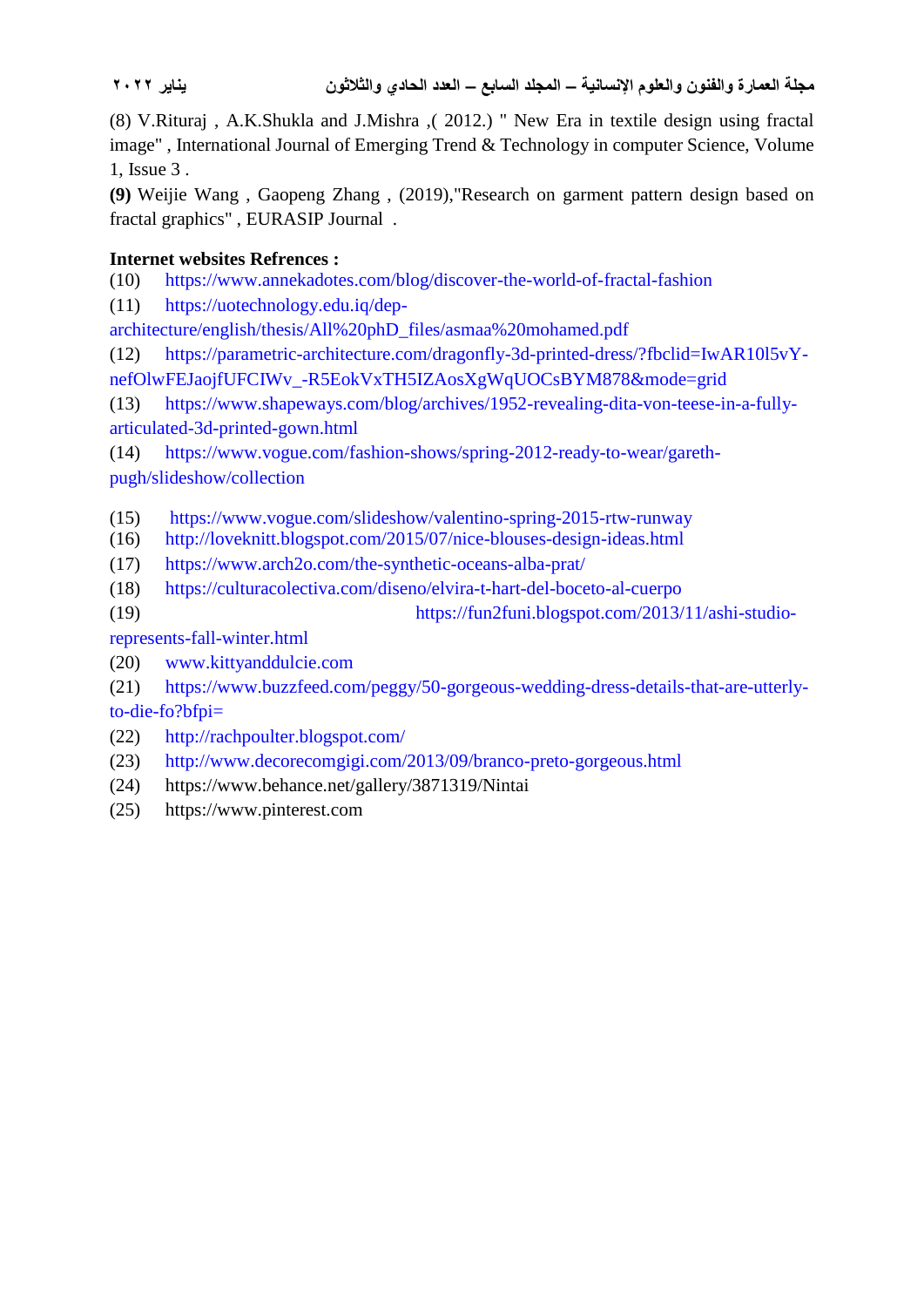(8) V.Rituraj , A.K.Shukla and J.Mishra ,( 2012.) " New Era in textile design using fractal image" , International Journal of Emerging Trend & Technology in computer Science, Volume 1, Issue 3 .

**(9)** Weijie Wang , Gaopeng Zhang , (2019),"Research on garment pattern design based on fractal graphics" , EURASIP Journal .

**Internet websites Refrences :**

(10) https://www.annekadotes.com/blog/discover-the-world-of-fractal-fashion

(11) https://uotechnology.edu.iq/dep-architecture/english/thesis/All%20phD_files/asmaa%20mohamed.pdf

(12) https://parametric-architecture.com/dragonfly-3d-printed-dress/?fbclid=IwAR10l5vY-nefOlwFEJaojfUFCIWv_-R5EokVxTH5IZAosXgWqUOCsBYM878&mode=grid

(13) https://www.shapeways.com/blog/archives/1952-revealing-dita-von-teese-in-a-fully-articulated-3d-printed-gown.html

(14) https://www.vogue.com/fashion-shows/spring-2012-ready-to-wear/gareth-pugh/slideshow/collection

(15) https://www.vogue.com/slideshow/valentino-spring-2015-rtw-runway

(16) http://loveknitt.blogspot.com/2015/07/nice-blouses-design-ideas.html

(17) https://www.arch2o.com/the-synthetic-oceans-alba-prat/

(18) https://culturacolectiva.com/diseno/elvira-t-hart-del-boceto-al-cuerpo

(19) https://fun2funi.blogspot.com/2013/11/ashi-studio-represents-fall-winter.html

(20) www.kittyanddulcie.com

(21) https://www.buzzfeed.com/peggy/50-gorgeous-wedding-dress-details-that-are-utterly-to-die-fo?bfpi=

(22) http://rachpoulter.blogspot.com/

(23) http://www.decorecomgigi.com/2013/09/branco-preto-gorgeous.html

(24) https://www.behance.net/gallery/3871319/Nintai

(25) https://www.pinterest.com